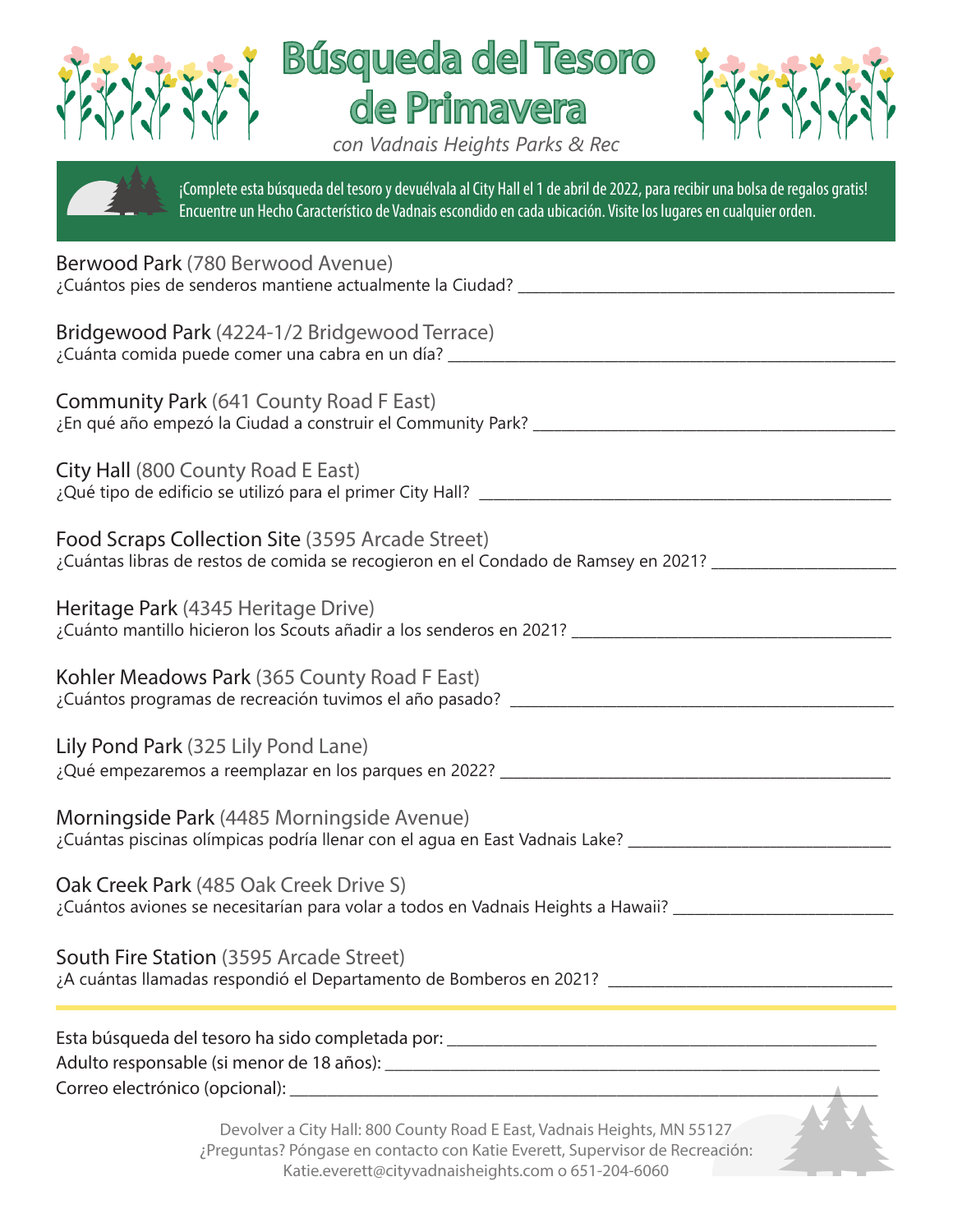# Búsqueda del Tesoro de Primavera

*con Vadnais Heights Parks & Rec*

¡Complete esta búsqueda del tesoro y devuélvala al City Hall el 1 de abril de 2022, para recibir una bolsa de regalos gratis! Encuentre un Hecho Característico de Vadnais escondido en cada ubicación. Visite los lugares en cualquier orden.

Berwood Park (780 Berwood Avenue)
¿Cuántos pies de senderos mantiene actualmente la Ciudad? ______________________________

Bridgewood Park (4224-1/2 Bridgewood Terrace)
¿Cuánta comida puede comer una cabra en un día? ______________________________

Community Park (641 County Road F East)
¿En qué año empezó la Ciudad a construir el Community Park? ______________________________

City Hall (800 County Road E East)
¿Qué tipo de edificio se utilizó para el primer City Hall? ______________________________

Food Scraps Collection Site (3595 Arcade Street)
¿Cuántas libras de restos de comida se recogieron en el Condado de Ramsey en 2021? ______________

Heritage Park (4345 Heritage Drive)
¿Cuánto mantillo hicieron los Scouts añadir a los senderos en 2021? ______________________________

Kohler Meadows Park (365 County Road F East)
¿Cuántos programas de recreación tuvimos el año pasado? ______________________________

Lily Pond Park (325 Lily Pond Lane)
¿Qué empezaremos a reemplazar en los parques en 2022? ______________________________

Morningside Park (4485 Morningside Avenue)
¿Cuántas piscinas olímpicas podría llenar con el agua en East Vadnais Lake? ______________________

Oak Creek Park (485 Oak Creek Drive S)
¿Cuántos aviones se necesitarían para volar a todos en Vadnais Heights a Hawaii? __________________

South Fire Station (3595 Arcade Street)
¿A cuántas llamadas respondió el Departamento de Bomberos en 2021? ______________________

---

Esta búsqueda del tesoro ha sido completada por: ______________________________
Adulto responsable (si menor de 18 años): ______________________________
Correo electrónico (opcional): ______________________________

Devolver a City Hall: 800 County Road E East, Vadnais Heights, MN 55127
¿Preguntas? Póngase en contacto con Katie Everett, Supervisor de Recreación:
Katie.everett@cityvadnaisheights.com o 651-204-6060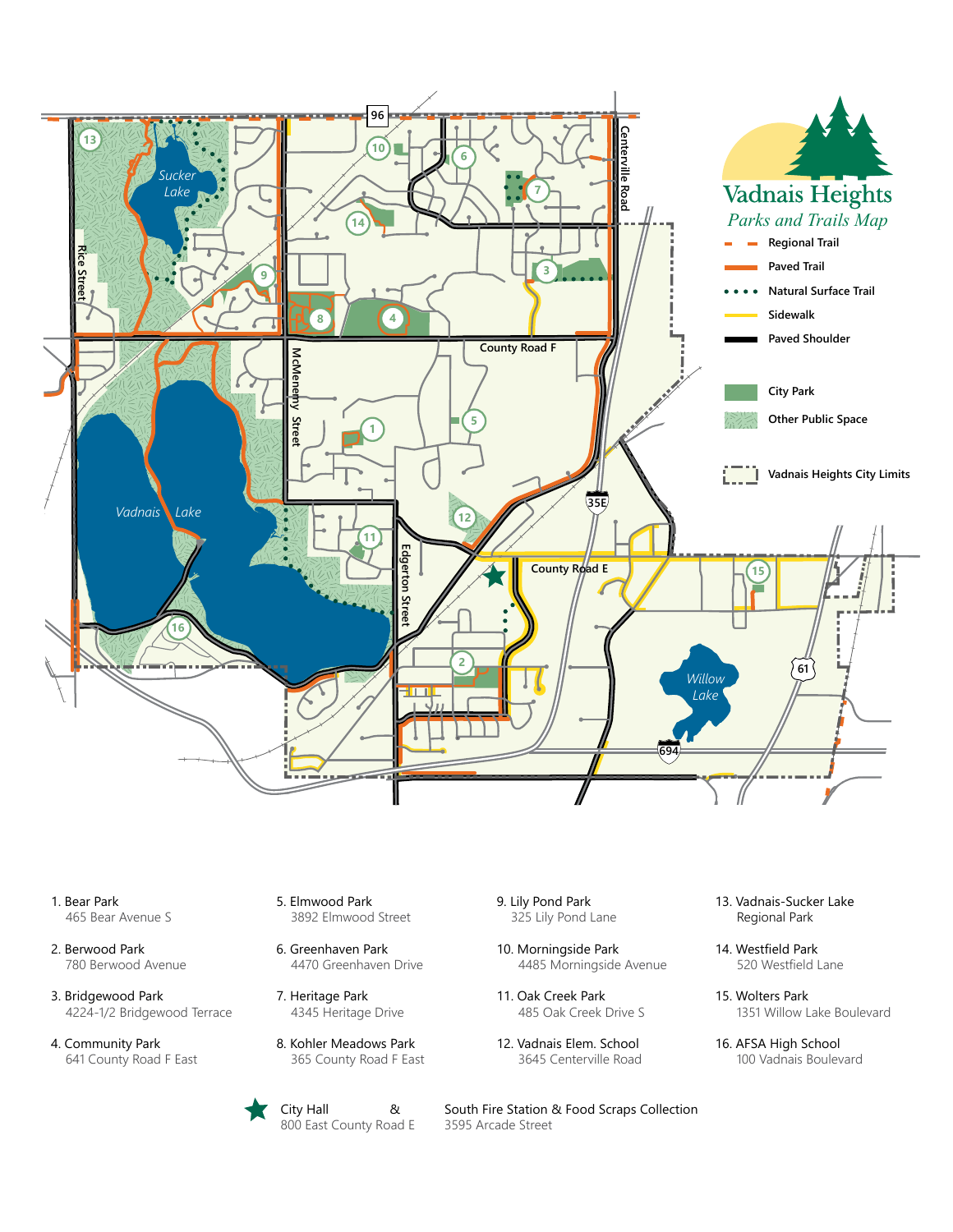# Vadnais Heights

*Parks and Trails Map*

- Regional Trail
- Paved Trail
- Natural Surface Trail
- Sidewalk
- Paved Shoulder
- City Park
- Other Public Space
- Vadnais Heights City Limits

96

Centerville Road

Sucker Lake

Rice Street

County Road F

McMenemy Street

Vadnais Lake

Edgerton Street

County Road E

35E

Willow Lake

61

694

1. Bear Park
   465 Bear Avenue S
2. Berwood Park
   780 Berwood Avenue
3. Bridgewood Park
   4224-1/2 Bridgewood Terrace
4. Community Park
   641 County Road F East
5. Elmwood Park
   3892 Elmwood Street
6. Greenhaven Park
   4470 Greenhaven Drive
7. Heritage Park
   4345 Heritage Drive
8. Kohler Meadows Park
   365 County Road F East
9. Lily Pond Park
   325 Lily Pond Lane
10. Morningside Park
    4485 Morningside Avenue
11. Oak Creek Park
    485 Oak Creek Drive S
12. Vadnais Elem. School
    3645 Centerville Road
13. Vadnais-Sucker Lake Regional Park
14. Westfield Park
    520 Westfield Lane
15. Wolters Park
    1351 Willow Lake Boulevard
16. AFSA High School
    100 Vadnais Boulevard

City Hall & South Fire Station & Food Scraps Collection
800 East County Road E
3595 Arcade Street